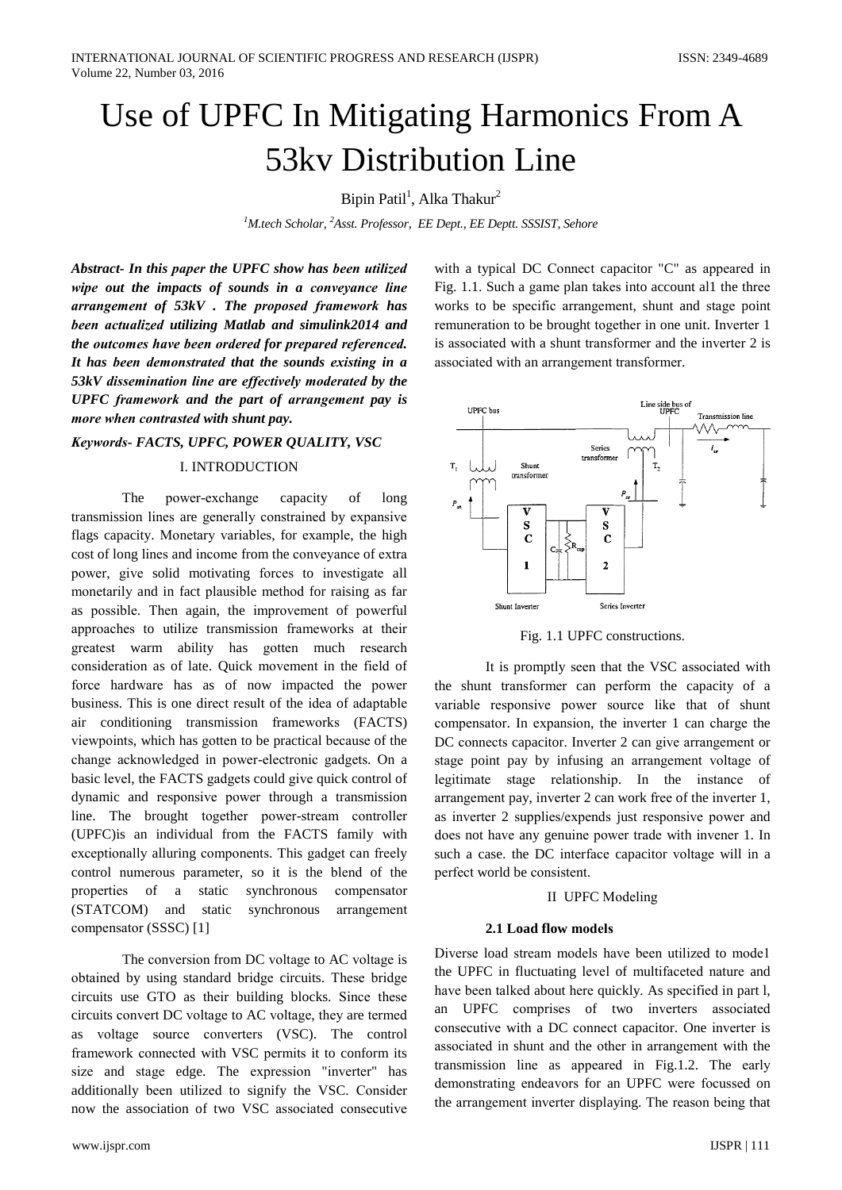# Use of UPFC In Mitigating Harmonics From A 53kv Distribution Line

Bipin Patil[1], Alka Thakur[2]

[1]M.tech Scholar, [2]Asst. Professor, EE Dept., EE Deptt. SSSIST, Sehore

***Abstract- In this paper the UPFC show has been utilized wipe out the impacts of sounds in a conveyance line arrangement of 53kV . The proposed framework has been actualized utilizing Matlab and simulink2014 and the outcomes have been ordered for prepared referenced. It has been demonstrated that the sounds existing in a 53kV dissemination line are effectively moderated by the UPFC framework and the part of arrangement pay is more when contrasted with shunt pay.***

***Keywords- FACTS, UPFC, POWER QUALITY, VSC***

## I. INTRODUCTION

The power-exchange capacity of long transmission lines are generally constrained by expansive flags capacity. Monetary variables, for example, the high cost of long lines and income from the conveyance of extra power, give solid motivating forces to investigate all monetarily and in fact plausible method for raising as far as possible. Then again, the improvement of powerful approaches to utilize transmission frameworks at their greatest warm ability has gotten much research consideration as of late. Quick movement in the field of force hardware has as of now impacted the power business. This is one direct result of the idea of adaptable air conditioning transmission frameworks (FACTS) viewpoints, which has gotten to be practical because of the change acknowledged in power-electronic gadgets. On a basic level, the FACTS gadgets could give quick control of dynamic and responsive power through a transmission line. The brought together power-stream controller (UPFC)is an individual from the FACTS family with exceptionally alluring components. This gadget can freely control numerous parameter, so it is the blend of the properties of a static synchronous compensator (STATCOM) and static synchronous arrangement compensator (SSSC) [1]

The conversion from DC voltage to AC voltage is obtained by using standard bridge circuits. These bridge circuits use GTO as their building blocks. Since these circuits convert DC voltage to AC voltage, they are termed as voltage source converters (VSC). The control framework connected with VSC permits it to conform its size and stage edge. The expression "inverter" has additionally been utilized to signify the VSC. Consider now the association of two VSC associated consecutive with a typical DC Connect capacitor "C" as appeared in Fig. 1.1. Such a game plan takes into account al1 the three works to be specific arrangement, shunt and stage point remuneration to be brought together in one unit. Inverter 1 is associated with a shunt transformer and the inverter 2 is associated with an arrangement transformer.

Fig. 1.1 UPFC constructions.

It is promptly seen that the VSC associated with the shunt transformer can perform the capacity of a variable responsive power source like that of shunt compensator. In expansion, the inverter 1 can charge the DC connects capacitor. Inverter 2 can give arrangement or stage point pay by infusing an arrangement voltage of legitimate stage relationship. In the instance of arrangement pay, inverter 2 can work free of the inverter 1, as inverter 2 supplies/expends just responsive power and does not have any genuine power trade with invener 1. In such a case. the DC interface capacitor voltage will in a perfect world be consistent.

## II UPFC Modeling

### 2.1 Load flow models

Diverse load stream models have been utilized to mode1 the UPFC in fluctuating level of multifaceted nature and have been talked about here quickly. As specified in part l, an UPFC comprises of two inverters associated consecutive with a DC connect capacitor. One inverter is associated in shunt and the other in arrangement with the transmission line as appeared in Fig.1.2. The early demonstrating endeavors for an UPFC were focussed on the arrangement inverter displaying. The reason being that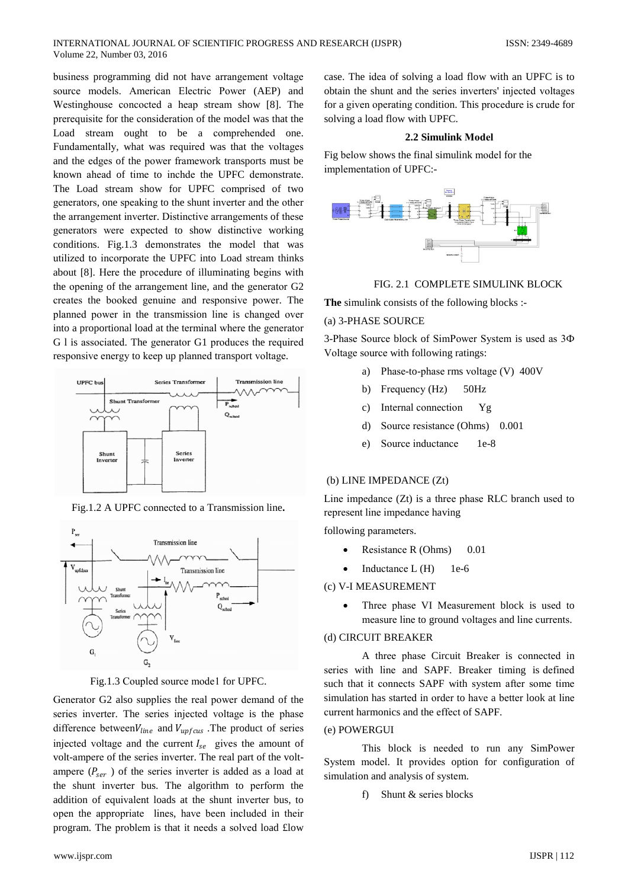business programming did not have arrangement voltage source models. American Electric Power (AEP) and Westinghouse concocted a heap stream show [8]. The prerequisite for the consideration of the model was that the Load stream ought to be a comprehended one. Fundamentally, what was required was that the voltages and the edges of the power framework transports must be known ahead of time to inchde the UPFC demonstrate. The Load stream show for UPFC comprised of two generators, one speaking to the shunt inverter and the other the arrangement inverter. Distinctive arrangements of these generators were expected to show distinctive working conditions. Fig.1.3 demonstrates the model that was utilized to incorporate the UPFC into Load stream thinks about [8]. Here the procedure of illuminating begins with the opening of the arrangement line, and the generator G2 creates the booked genuine and responsive power. The planned power in the transmission line is changed over into a proportional load at the terminal where the generator G l is associated. The generator G1 produces the required responsive energy to keep up planned transport voltage.

Fig.1.2 A UPFC connected to a Transmission line.

Fig.1.3 Coupled source mode1 for UPFC.

Generator G2 also supplies the real power demand of the series inverter. The series injected voltage is the phase difference between $V_{line}$ and $V_{upfcus}$ .The product of series injected voltage and the current $I_{se}$ gives the amount of volt-ampere of the series inverter. The real part of the volt-ampere ($P_{ser}$ ) of the series inverter is added as a load at the shunt inverter bus. The algorithm to perform the addition of equivalent loads at the shunt inverter bus, to open the appropriate lines, have been included in their program. The problem is that it needs a solved load £low case. The idea of solving a load flow with an UPFC is to obtain the shunt and the series inverters' injected voltages for a given operating condition. This procedure is crude for solving a load flow with UPFC.

### 2.2 Simulink Model

Fig below shows the final simulink model for the implementation of UPFC:-

FIG. 2.1 COMPLETE SIMULINK BLOCK

**The** simulink consists of the following blocks :-

(a) 3-PHASE SOURCE

3-Phase Source block of SimPower System is used as 3Φ Voltage source with following ratings:

a) Phase-to-phase rms voltage (V) 400V
b) Frequency (Hz) 50Hz
c) Internal connection Yg
d) Source resistance (Ohms) 0.001
e) Source inductance 1e-8

(b) LINE IMPEDANCE (Zt)

Line impedance (Zt) is a three phase RLC branch used to represent line impedance having

following parameters.

- Resistance R (Ohms) 0.01
- Inductance L (H) 1e-6

(c) V-I MEASUREMENT

- Three phase VI Measurement block is used to measure line to ground voltages and line currents.

(d) CIRCUIT BREAKER

A three phase Circuit Breaker is connected in series with line and SAPF. Breaker timing is defined such that it connects SAPF with system after some time simulation has started in order to have a better look at line current harmonics and the effect of SAPF.

(e) POWERGUI

This block is needed to run any SimPower System model. It provides option for configuration of simulation and analysis of system.

f) Shunt & series blocks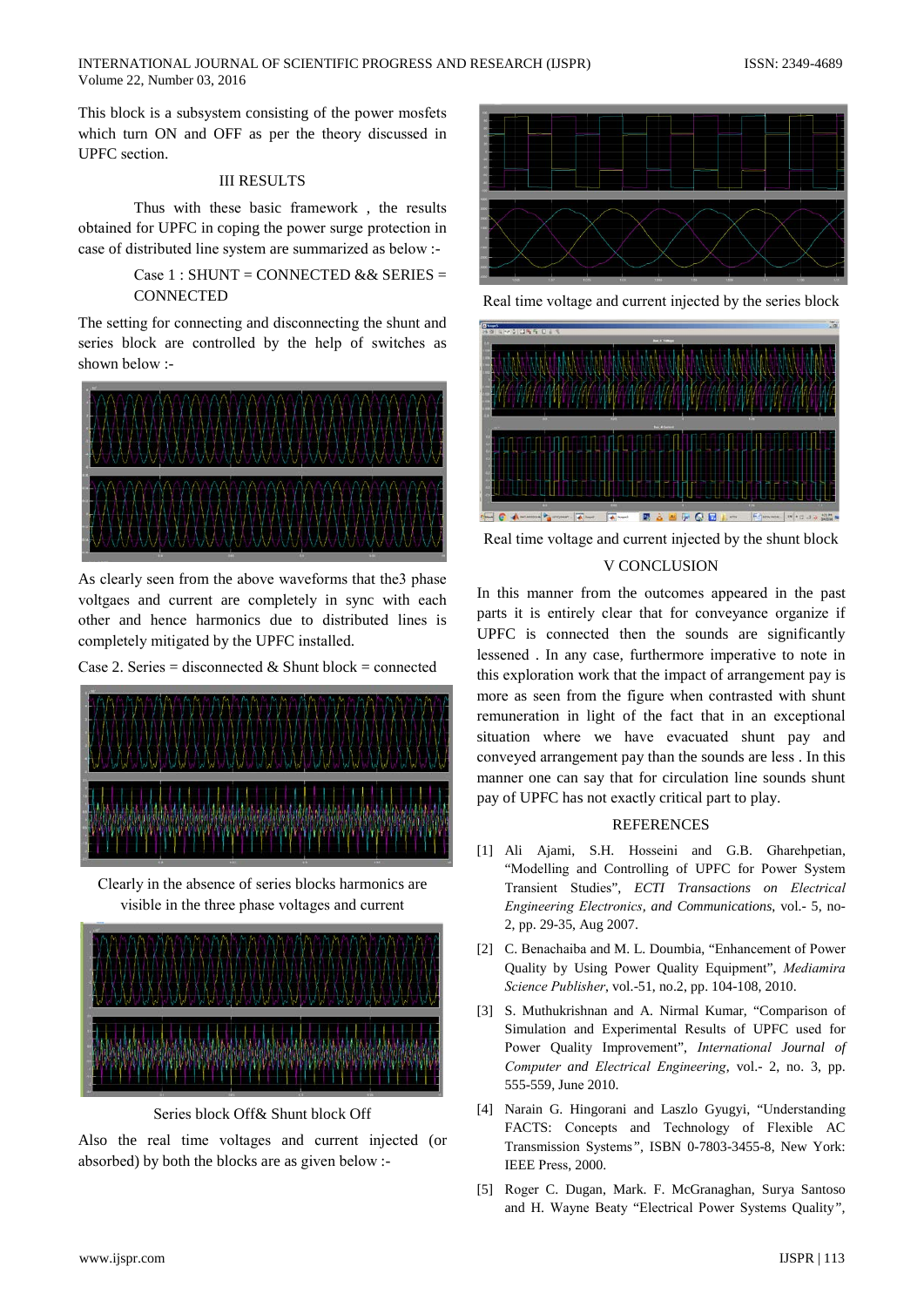This block is a subsystem consisting of the power mosfets which turn ON and OFF as per the theory discussed in UPFC section.

## III RESULTS

Thus with these basic framework , the results obtained for UPFC in coping the power surge protection in case of distributed line system are summarized as below :-

Case 1 : SHUNT = CONNECTED && SERIES = CONNECTED

The setting for connecting and disconnecting the shunt and series block are controlled by the help of switches as shown below :-

As clearly seen from the above waveforms that the3 phase voltgaes and current are completely in sync with each other and hence harmonics due to distributed lines is completely mitigated by the UPFC installed.

Case 2. Series = disconnected & Shunt block = connected

Clearly in the absence of series blocks harmonics are visible in the three phase voltages and current

Series block Off& Shunt block Off

Also the real time voltages and current injected (or absorbed) by both the blocks are as given below :-

Real time voltage and current injected by the series block

Real time voltage and current injected by the shunt block

## V CONCLUSION

In this manner from the outcomes appeared in the past parts it is entirely clear that for conveyance organize if UPFC is connected then the sounds are significantly lessened . In any case, furthermore imperative to note in this exploration work that the impact of arrangement pay is more as seen from the figure when contrasted with shunt remuneration in light of the fact that in an exceptional situation where we have evacuated shunt pay and conveyed arrangement pay than the sounds are less . In this manner one can say that for circulation line sounds shunt pay of UPFC has not exactly critical part to play.

## REFERENCES

[1] Ali Ajami, S.H. Hosseini and G.B. Gharehpetian, "Modelling and Controlling of UPFC for Power System Transient Studies", *ECTI Transactions on Electrical Engineering Electronics, and Communications*, vol.- 5, no-2, pp. 29-35, Aug 2007.

[2] C. Benachaiba and M. L. Doumbia, "Enhancement of Power Quality by Using Power Quality Equipment", *Mediamira Science Publisher*, vol.-51, no.2, pp. 104-108, 2010.

[3] S. Muthukrishnan and A. Nirmal Kumar, "Comparison of Simulation and Experimental Results of UPFC used for Power Quality Improvement", *International Journal of Computer and Electrical Engineering*, vol.- 2, no. 3, pp. 555-559, June 2010.

[4] Narain G. Hingorani and Laszlo Gyugyi, "Understanding FACTS: Concepts and Technology of Flexible AC Transmission Systems", ISBN 0-7803-3455-8, New York: IEEE Press, 2000.

[5] Roger C. Dugan, Mark. F. McGranaghan, Surya Santoso and H. Wayne Beaty "Electrical Power Systems Quality",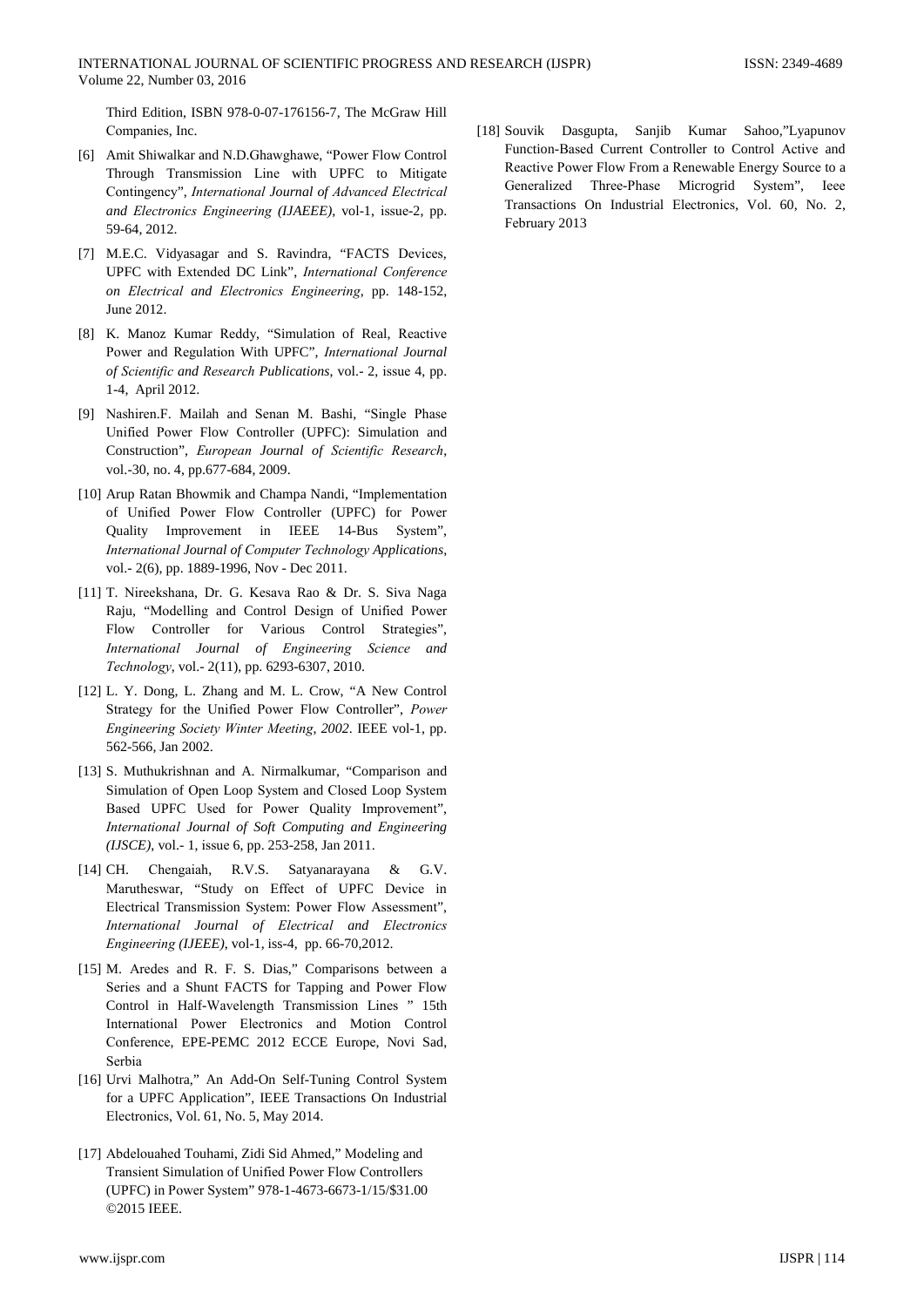Third Edition, ISBN 978-0-07-176156-7, The McGraw Hill Companies, Inc.

[6] Amit Shiwalkar and N.D.Ghawghawe, "Power Flow Control Through Transmission Line with UPFC to Mitigate Contingency", *International Journal of Advanced Electrical and Electronics Engineering (IJAEEE)*, vol-1, issue-2, pp. 59-64, 2012.

[7] M.E.C. Vidyasagar and S. Ravindra, "FACTS Devices, UPFC with Extended DC Link", *International Conference on Electrical and Electronics Engineering*, pp. 148-152, June 2012.

[8] K. Manoz Kumar Reddy, "Simulation of Real, Reactive Power and Regulation With UPFC", *International Journal of Scientific and Research Publications*, vol.- 2, issue 4, pp. 1-4, April 2012.

[9] Nashiren.F. Mailah and Senan M. Bashi, "Single Phase Unified Power Flow Controller (UPFC): Simulation and Construction", *European Journal of Scientific Research*, vol.-30, no. 4, pp.677-684, 2009.

[10] Arup Ratan Bhowmik and Champa Nandi, "Implementation of Unified Power Flow Controller (UPFC) for Power Quality Improvement in IEEE 14-Bus System", *International Journal of Computer Technology Applications*, vol.- 2(6), pp. 1889-1996, Nov - Dec 2011.

[11] T. Nireekshana, Dr. G. Kesava Rao & Dr. S. Siva Naga Raju, "Modelling and Control Design of Unified Power Flow Controller for Various Control Strategies", *International Journal of Engineering Science and Technology*, vol.- 2(11), pp. 6293-6307, 2010.

[12] L. Y. Dong, L. Zhang and M. L. Crow, "A New Control Strategy for the Unified Power Flow Controller", *Power Engineering Society Winter Meeting, 2002*. IEEE vol-1, pp. 562-566, Jan 2002.

[13] S. Muthukrishnan and A. Nirmalkumar, "Comparison and Simulation of Open Loop System and Closed Loop System Based UPFC Used for Power Quality Improvement", *International Journal of Soft Computing and Engineering (IJSCE)*, vol.- 1, issue 6, pp. 253-258, Jan 2011.

[14] CH. Chengaiah, R.V.S. Satyanarayana & G.V. Marutheswar, "Study on Effect of UPFC Device in Electrical Transmission System: Power Flow Assessment", *International Journal of Electrical and Electronics Engineering (IJEEE)*, vol-1, iss-4, pp. 66-70,2012.

[15] M. Aredes and R. F. S. Dias," Comparisons between a Series and a Shunt FACTS for Tapping and Power Flow Control in Half-Wavelength Transmission Lines " 15th International Power Electronics and Motion Control Conference, EPE-PEMC 2012 ECCE Europe, Novi Sad, Serbia

[16] Urvi Malhotra," An Add-On Self-Tuning Control System for a UPFC Application", IEEE Transactions On Industrial Electronics, Vol. 61, No. 5, May 2014.

[17] Abdelouahed Touhami, Zidi Sid Ahmed," Modeling and Transient Simulation of Unified Power Flow Controllers (UPFC) in Power System" 978-1-4673-6673-1/15/$31.00 ©2015 IEEE.

[18] Souvik Dasgupta, Sanjib Kumar Sahoo,"Lyapunov Function-Based Current Controller to Control Active and Reactive Power Flow From a Renewable Energy Source to a Generalized Three-Phase Microgrid System", Ieee Transactions On Industrial Electronics, Vol. 60, No. 2, February 2013